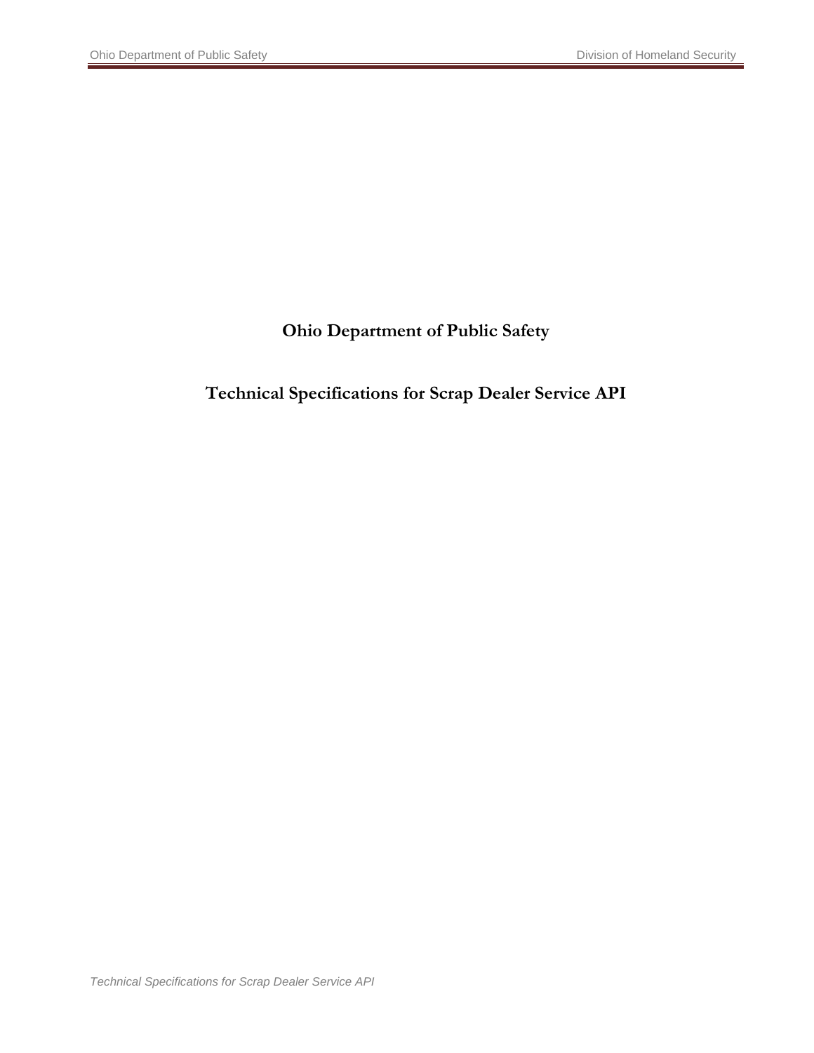# Ohio Department of Public Safety

## Technical Specifications for Scrap Dealer Service API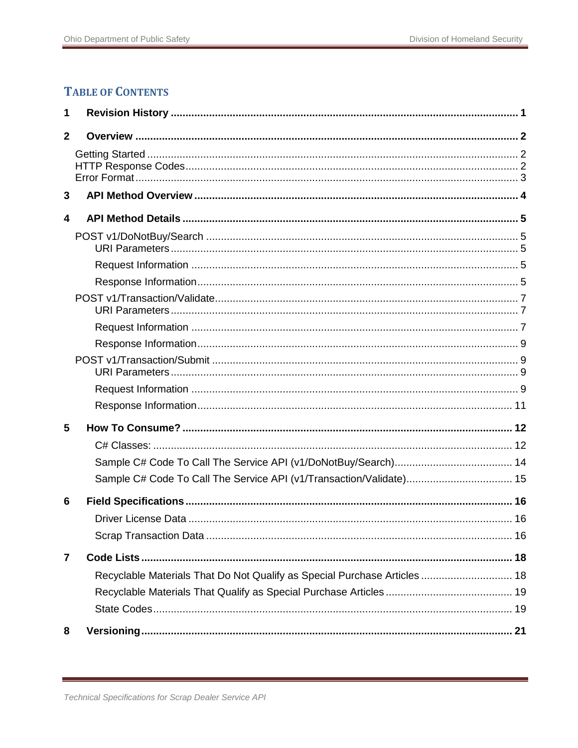## Table of Contents

1 **Revision History** ..... 1

2 **Overview** ..... 2

- Getting Started ..... 2
- HTTP Response Codes ..... 2
- Error Format ..... 3

3 **API Method Overview** ..... 4

4 **API Method Details** ..... 5

- POST v1/DoNotBuy/Search ..... 5
  - URI Parameters ..... 5
  - Request Information ..... 5
  - Response Information ..... 5
- POST v1/Transaction/Validate ..... 7
  - URI Parameters ..... 7
  - Request Information ..... 7
  - Response Information ..... 9
- POST v1/Transaction/Submit ..... 9
  - URI Parameters ..... 9
  - Request Information ..... 9
  - Response Information ..... 11

5 **How To Consume?** ..... 12

- C# Classes: ..... 12
- Sample C# Code To Call The Service API (v1/DoNotBuy/Search) ..... 14
- Sample C# Code To Call The Service API (v1/Transaction/Validate) ..... 15

6 **Field Specifications** ..... 16

- Driver License Data ..... 16
- Scrap Transaction Data ..... 16

7 **Code Lists** ..... 18

- Recyclable Materials That Do Not Qualify as Special Purchase Articles ..... 18
- Recyclable Materials That Qualify as Special Purchase Articles ..... 19
- State Codes ..... 19

8 **Versioning** ..... 21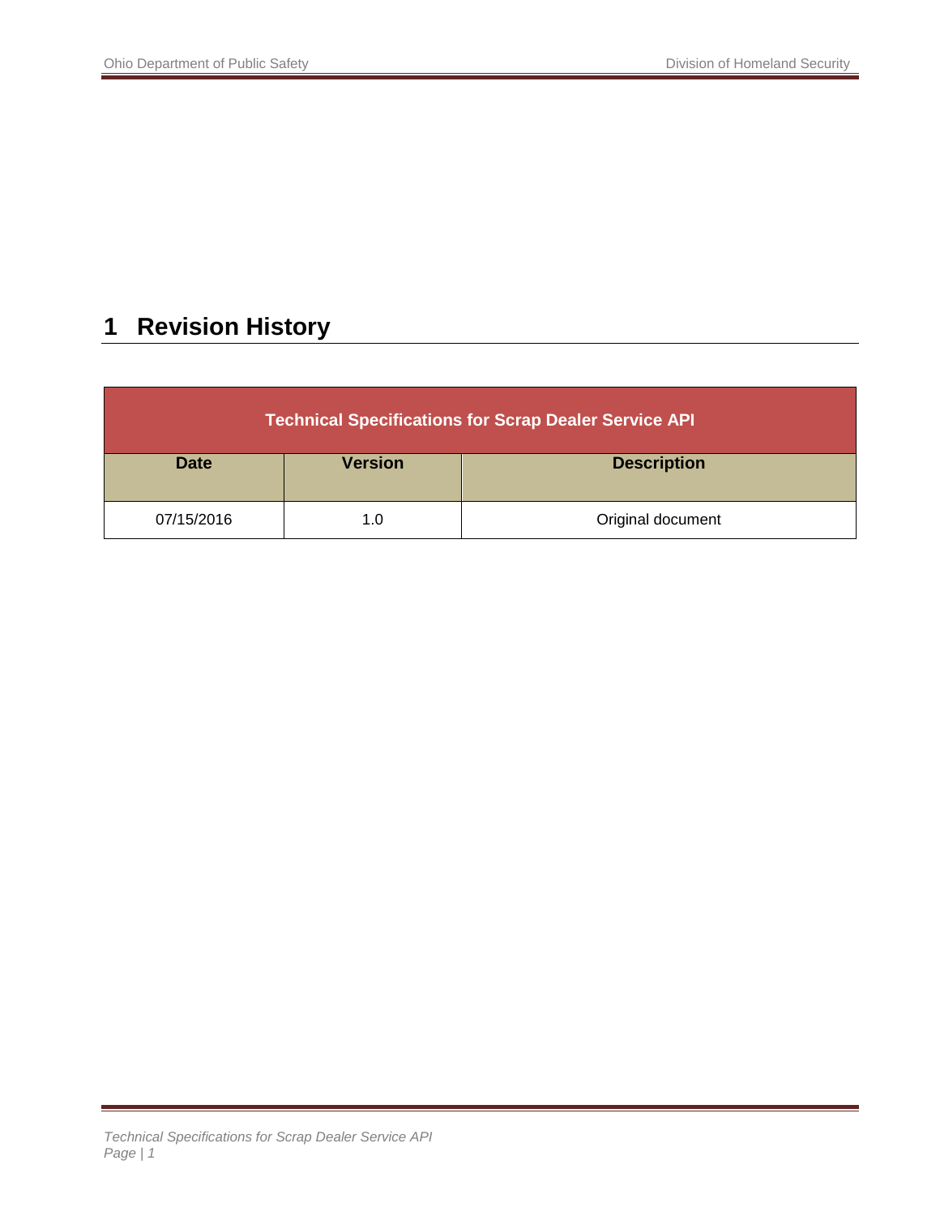# 1 Revision History

| Technical Specifications for Scrap Dealer Service API | | |
|---|---|---|
| **Date** | **Version** | **Description** |
| 07/15/2016 | 1.0 | Original document |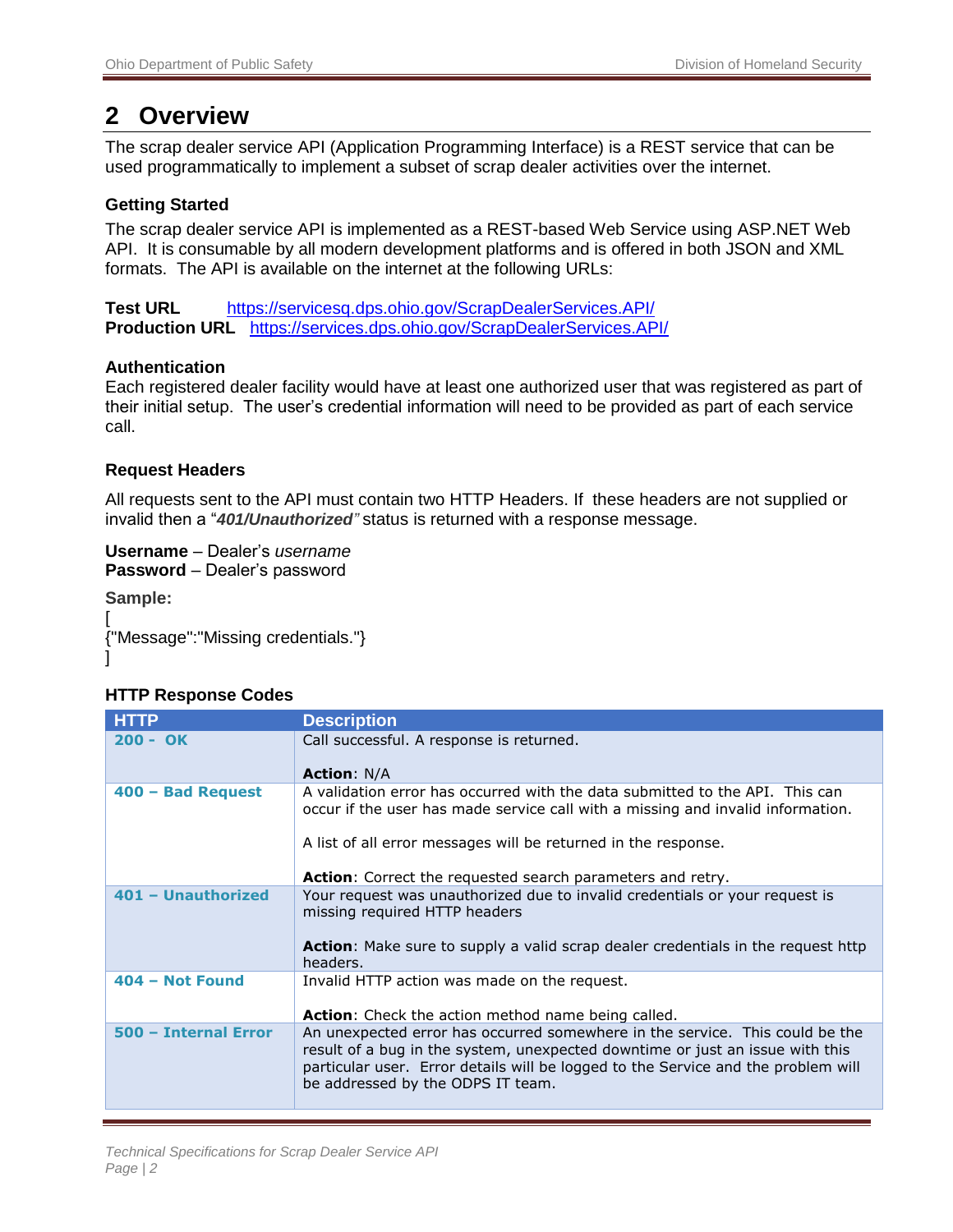## 2 Overview

The scrap dealer service API (Application Programming Interface) is a REST service that can be used programmatically to implement a subset of scrap dealer activities over the internet.

### Getting Started

The scrap dealer service API is implemented as a REST-based Web Service using ASP.NET Web API. It is consumable by all modern development platforms and is offered in both JSON and XML formats. The API is available on the internet at the following URLs:

**Test URL** https://servicesq.dps.ohio.gov/ScrapDealerServices.API/
**Production URL** https://services.dps.ohio.gov/ScrapDealerServices.API/

### Authentication

Each registered dealer facility would have at least one authorized user that was registered as part of their initial setup. The user's credential information will need to be provided as part of each service call.

### Request Headers

All requests sent to the API must contain two HTTP Headers. If these headers are not supplied or invalid then a "***401/Unauthorized***" status is returned with a response message.

**Username** – Dealer's *username*
**Password** – Dealer's password

**Sample:**

```
[
{"Message":"Missing credentials."}
]
```

### HTTP Response Codes

| HTTP | Description |
|---|---|
| **200 - OK** | Call successful. A response is returned.<br><br>**Action**: N/A |
| **400 – Bad Request** | A validation error has occurred with the data submitted to the API. This can occur if the user has made service call with a missing and invalid information.<br><br>A list of all error messages will be returned in the response.<br><br>**Action**: Correct the requested search parameters and retry. |
| **401 – Unauthorized** | Your request was unauthorized due to invalid credentials or your request is missing required HTTP headers<br><br>**Action**: Make sure to supply a valid scrap dealer credentials in the request http headers. |
| **404 – Not Found** | Invalid HTTP action was made on the request.<br><br>**Action**: Check the action method name being called. |
| **500 – Internal Error** | An unexpected error has occurred somewhere in the service. This could be the result of a bug in the system, unexpected downtime or just an issue with this particular user. Error details will be logged to the Service and the problem will be addressed by the ODPS IT team. |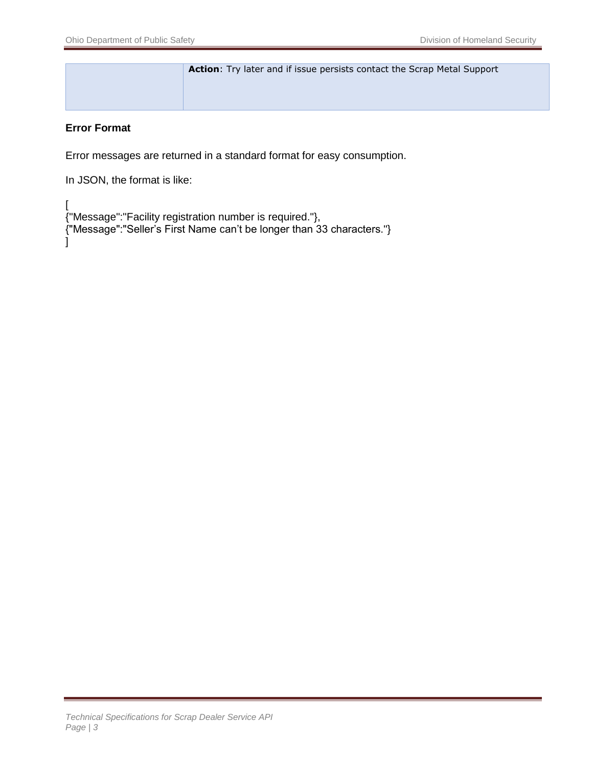|  | **Action**: Try later and if issue persists contact the Scrap Metal Support |
| --- | --- |

**Error Format**

Error messages are returned in a standard format for easy consumption.

In JSON, the format is like:

```
[
{"Message":"Facility registration number is required."},
{"Message":"Seller's First Name can't be longer than 33 characters."}
]
```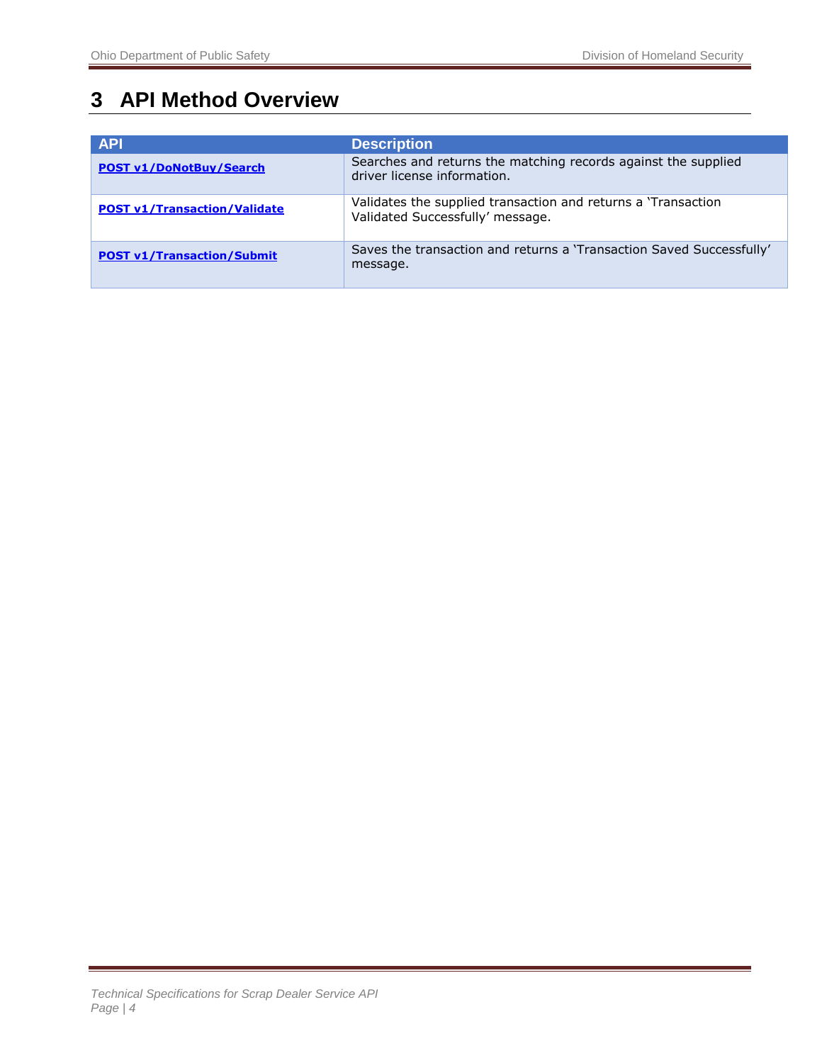# 3 API Method Overview

| API | Description |
| --- | --- |
| **POST v1/DoNotBuy/Search** | Searches and returns the matching records against the supplied driver license information. |
| **POST v1/Transaction/Validate** | Validates the supplied transaction and returns a 'Transaction Validated Successfully' message. |
| **POST v1/Transaction/Submit** | Saves the transaction and returns a 'Transaction Saved Successfully' message. |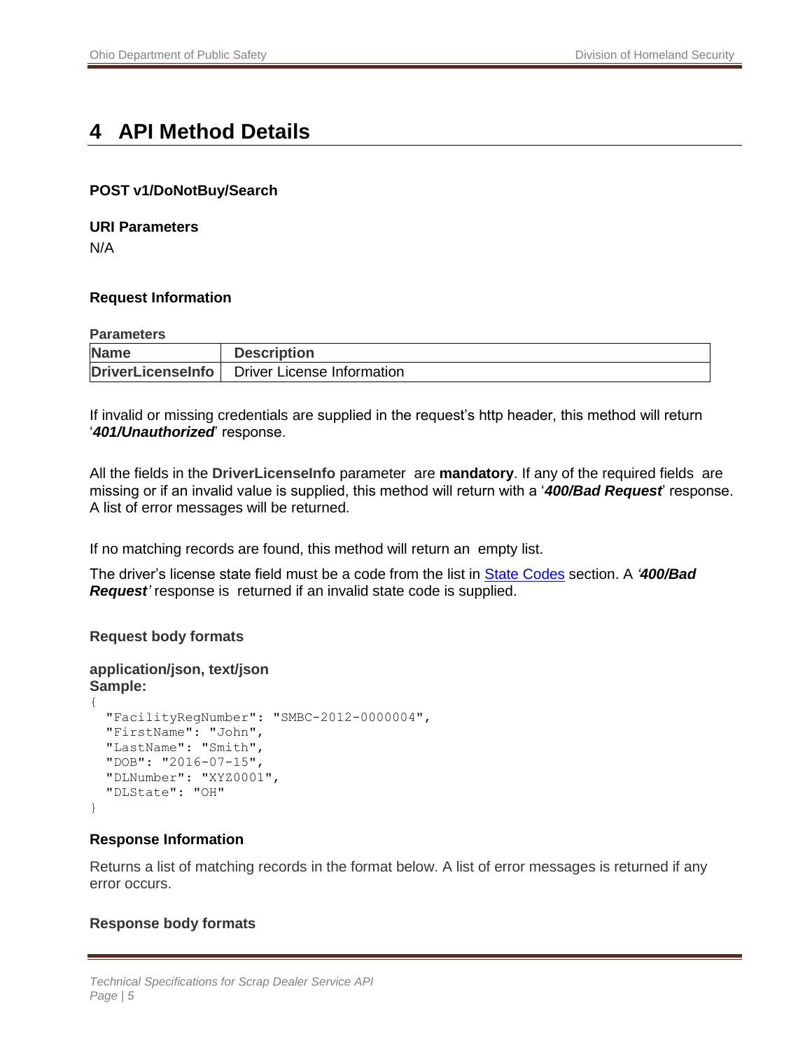# 4 API Method Details

**POST v1/DoNotBuy/Search**

**URI Parameters**

N/A

**Request Information**

**Parameters**

| Name | Description |
| --- | --- |
| **DriverLicenseInfo** | Driver License Information |

If invalid or missing credentials are supplied in the request's http header, this method will return '***401/Unauthorized***' response.

All the fields in the **DriverLicenseInfo** parameter are **mandatory**. If any of the required fields are missing or if an invalid value is supplied, this method will return with a '***400/Bad Request***' response. A list of error messages will be returned.

If no matching records are found, this method will return an empty list.

The driver's license state field must be a code from the list in State Codes section. A '***400/Bad Request***' response is returned if an invalid state code is supplied.

**Request body formats**

**application/json, text/json**
**Sample:**

```
{
  "FacilityRegNumber": "SMBC-2012-0000004",
  "FirstName": "John",
  "LastName": "Smith",
  "DOB": "2016-07-15",
  "DLNumber": "XYZ0001",
  "DLState": "OH"
}
```

**Response Information**

Returns a list of matching records in the format below. A list of error messages is returned if any error occurs.

**Response body formats**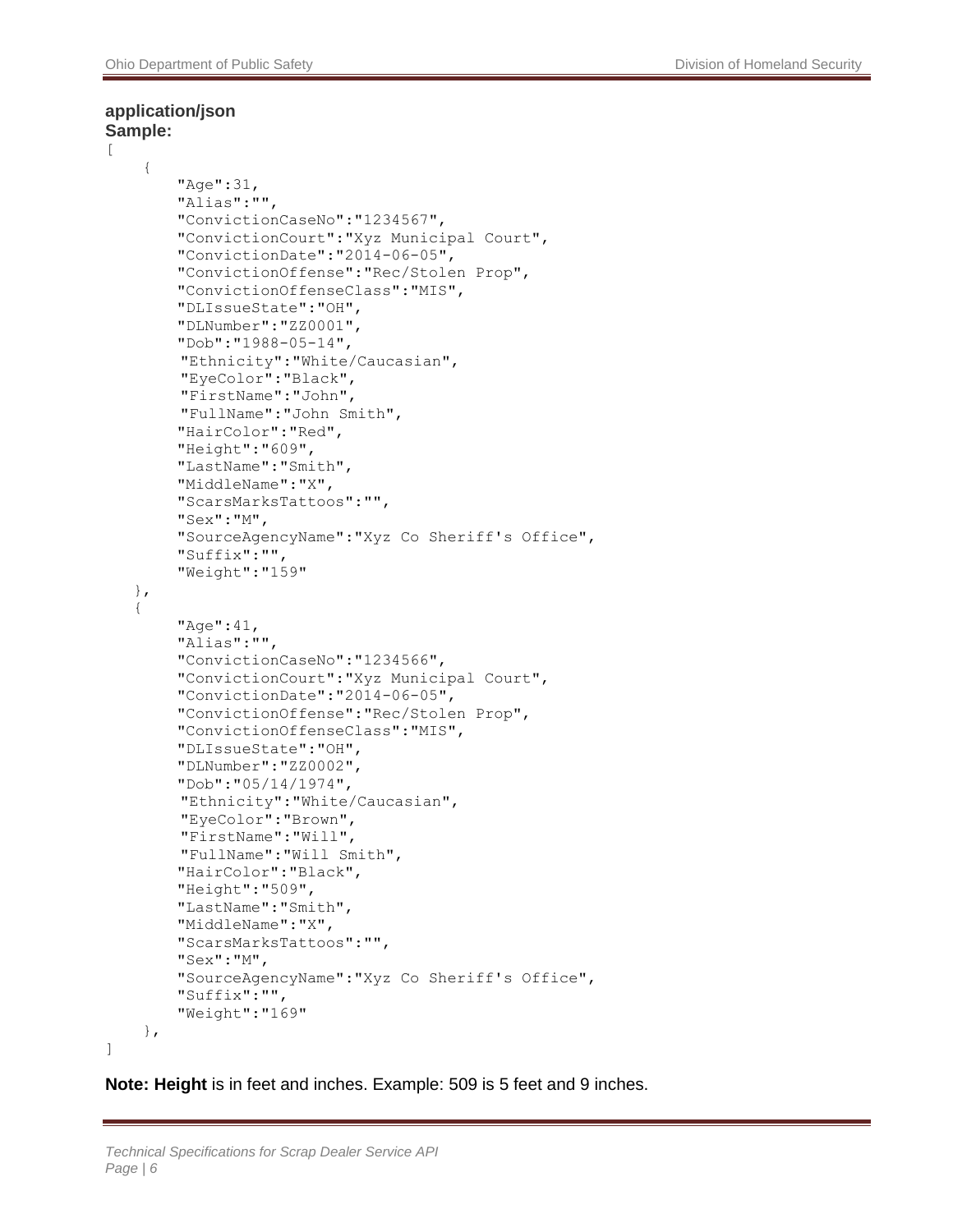**application/json**
**Sample:**

```
[
    {
        "Age":31,
        "Alias":"",
        "ConvictionCaseNo":"1234567",
        "ConvictionCourt":"Xyz Municipal Court",
        "ConvictionDate":"2014-06-05",
        "ConvictionOffense":"Rec/Stolen Prop",
        "ConvictionOffenseClass":"MIS",
        "DLIssueState":"OH",
        "DLNumber":"ZZ0001",
        "Dob":"1988-05-14",
        "Ethnicity":"White/Caucasian",
        "EyeColor":"Black",
        "FirstName":"John",
        "FullName":"John Smith",
        "HairColor":"Red",
        "Height":"609",
        "LastName":"Smith",
        "MiddleName":"X",
        "ScarsMarksTattoos":"",
        "Sex":"M",
        "SourceAgencyName":"Xyz Co Sheriff's Office",
        "Suffix":"",
        "Weight":"159"
    },
    {
        "Age":41,
        "Alias":"",
        "ConvictionCaseNo":"1234566",
        "ConvictionCourt":"Xyz Municipal Court",
        "ConvictionDate":"2014-06-05",
        "ConvictionOffense":"Rec/Stolen Prop",
        "ConvictionOffenseClass":"MIS",
        "DLIssueState":"OH",
        "DLNumber":"ZZ0002",
        "Dob":"05/14/1974",
        "Ethnicity":"White/Caucasian",
        "EyeColor":"Brown",
        "FirstName":"Will",
        "FullName":"Will Smith",
        "HairColor":"Black",
        "Height":"509",
        "LastName":"Smith",
        "MiddleName":"X",
        "ScarsMarksTattoos":"",
        "Sex":"M",
        "SourceAgencyName":"Xyz Co Sheriff's Office",
        "Suffix":"",
        "Weight":"169"
    },
]
```

**Note: Height** is in feet and inches. Example: 509 is 5 feet and 9 inches.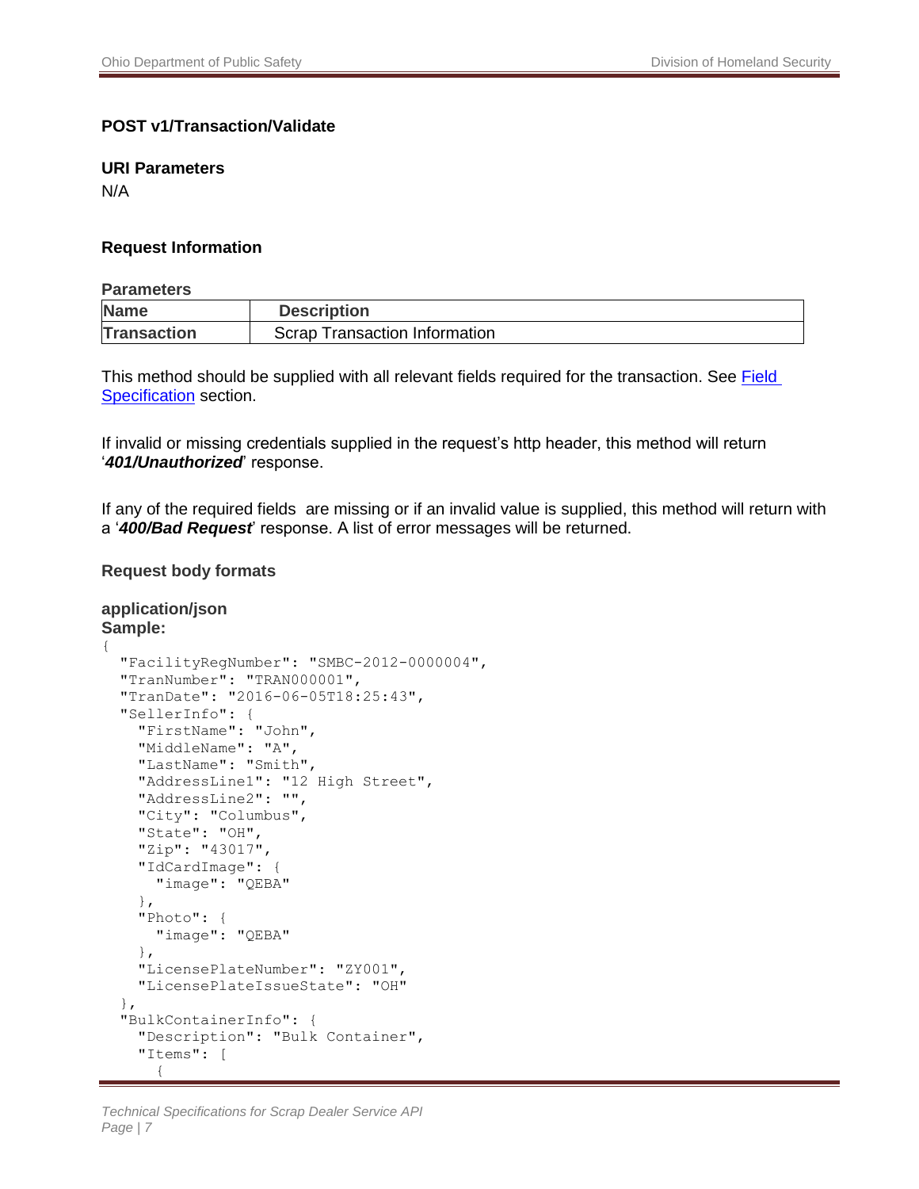**POST v1/Transaction/Validate**

**URI Parameters**

N/A

**Request Information**

**Parameters**

| Name | Description |
|---|---|
| **Transaction** | Scrap Transaction Information |

This method should be supplied with all relevant fields required for the transaction. See [Field Specification](#) section.

If invalid or missing credentials supplied in the request's http header, this method will return '***401/Unauthorized***' response.

If any of the required fields are missing or if an invalid value is supplied, this method will return with a '***400/Bad Request***' response. A list of error messages will be returned.

**Request body formats**

**application/json**

**Sample:**

```
{
  "FacilityRegNumber": "SMBC-2012-0000004",
  "TranNumber": "TRAN000001",
  "TranDate": "2016-06-05T18:25:43",
  "SellerInfo": {
    "FirstName": "John",
    "MiddleName": "A",
    "LastName": "Smith",
    "AddressLine1": "12 High Street",
    "AddressLine2": "",
    "City": "Columbus",
    "State": "OH",
    "Zip": "43017",
    "IdCardImage": {
      "image": "QEBA"
    },
    "Photo": {
      "image": "QEBA"
    },
    "LicensePlateNumber": "ZY001",
    "LicensePlateIssueState": "OH"
  },
  "BulkContainerInfo": {
    "Description": "Bulk Container",
    "Items": [
      {
```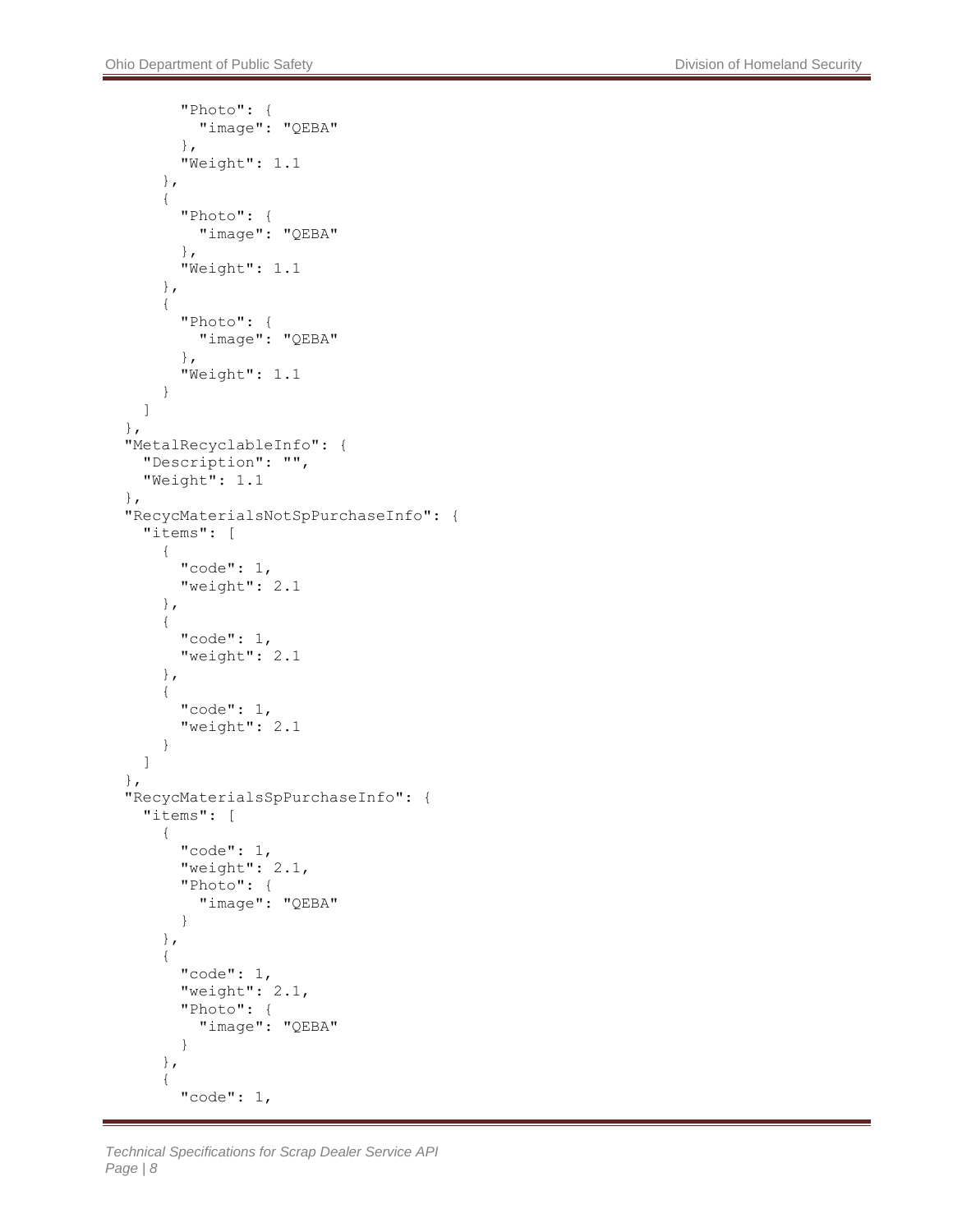```
        "Photo": {
          "image": "QEBA"
        },
        "Weight": 1.1
      },
      {
        "Photo": {
          "image": "QEBA"
        },
        "Weight": 1.1
      },
      {
        "Photo": {
          "image": "QEBA"
        },
        "Weight": 1.1
      }
    ]
  },
  "MetalRecyclableInfo": {
    "Description": "",
    "Weight": 1.1
  },
  "RecycMaterialsNotSpPurchaseInfo": {
    "items": [
      {
        "code": 1,
        "weight": 2.1
      },
      {
        "code": 1,
        "weight": 2.1
      },
      {
        "code": 1,
        "weight": 2.1
      }
    ]
  },
  "RecycMaterialsSpPurchaseInfo": {
    "items": [
      {
        "code": 1,
        "weight": 2.1,
        "Photo": {
          "image": "QEBA"
        }
      },
      {
        "code": 1,
        "weight": 2.1,
        "Photo": {
          "image": "QEBA"
        }
      },
      {
        "code": 1,
```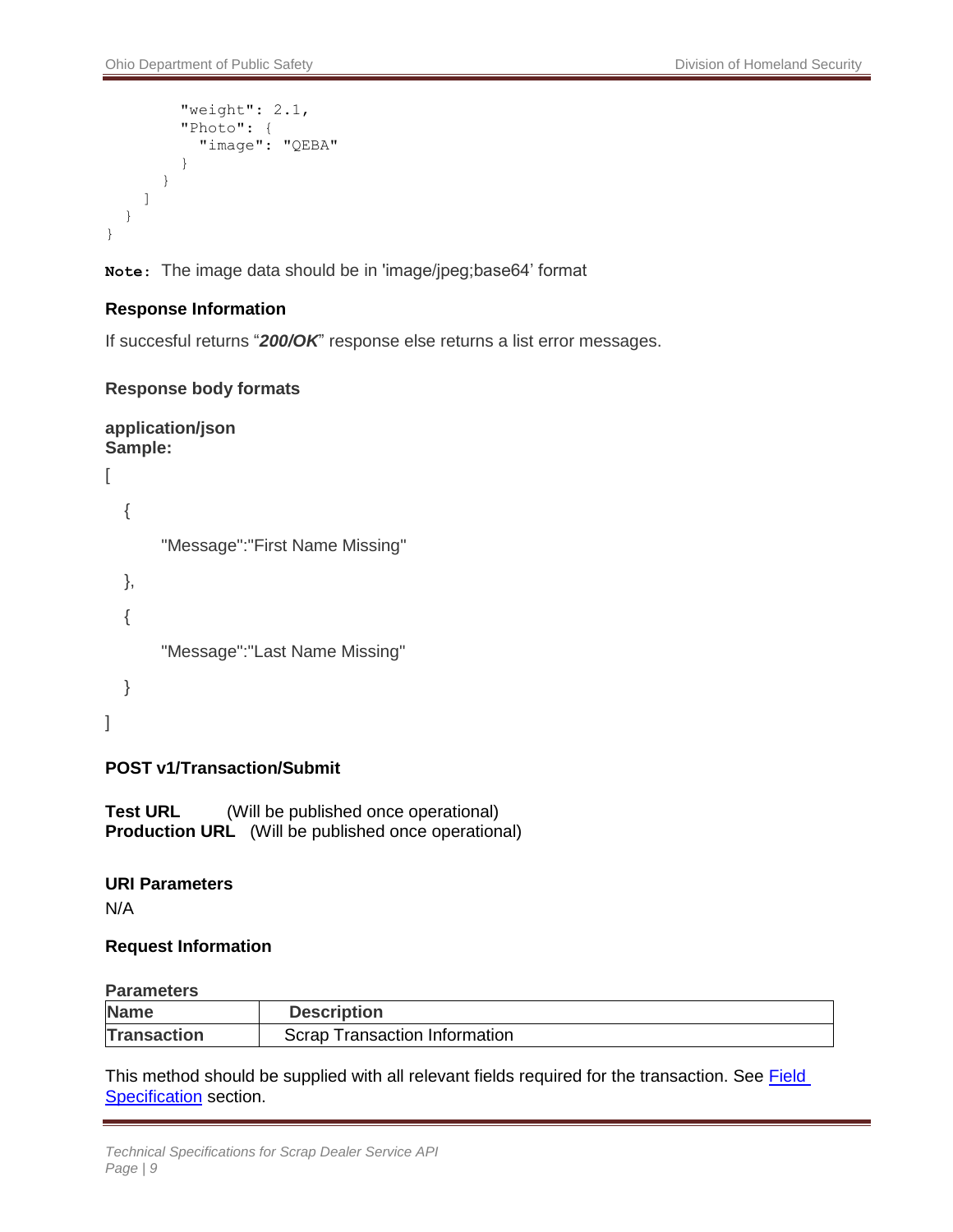```
        "weight": 2.1,
        "Photo": {
          "image": "QEBA"
        }
      }
    ]
  }
}
```

**Note:** The image data should be in 'image/jpeg;base64' format

**Response Information**

If succesful returns "***200/OK***" response else returns a list error messages.

**Response body formats**

**application/json**
**Sample:**

```
[
  {
      "Message":"First Name Missing"
  },
  {
      "Message":"Last Name Missing"
  }
]
```

**POST v1/Transaction/Submit**

**Test URL** (Will be published once operational)
**Production URL** (Will be published once operational)

**URI Parameters**

N/A

**Request Information**

**Parameters**

| Name | Description |
| --- | --- |
| Transaction | Scrap Transaction Information |

This method should be supplied with all relevant fields required for the transaction. See Field Specification section.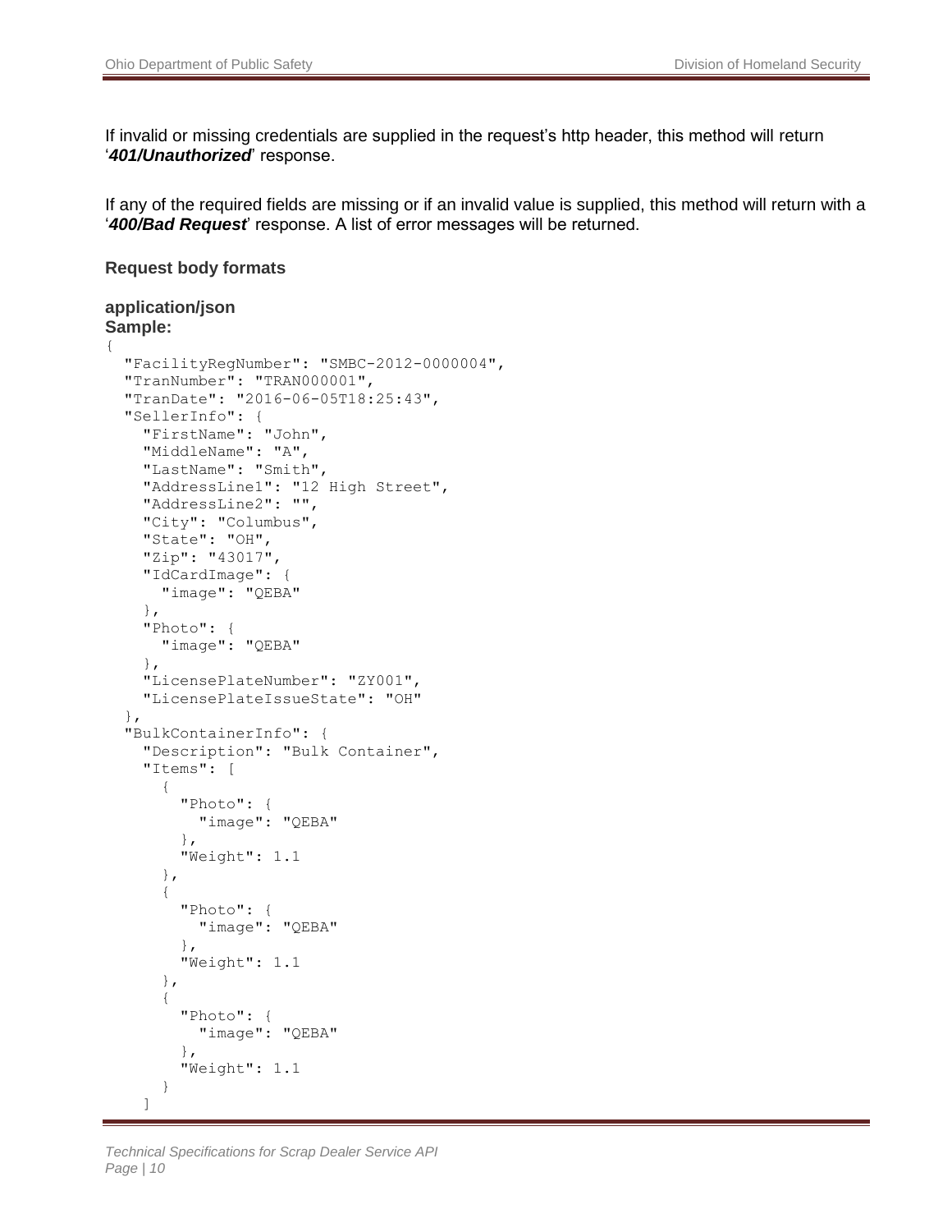If invalid or missing credentials are supplied in the request's http header, this method will return '***401/Unauthorized***' response.

If any of the required fields are missing or if an invalid value is supplied, this method will return with a '***400/Bad Request***' response. A list of error messages will be returned.

### Request body formats

**application/json**
**Sample:**

```
{
  "FacilityRegNumber": "SMBC-2012-0000004",
  "TranNumber": "TRAN000001",
  "TranDate": "2016-06-05T18:25:43",
  "SellerInfo": {
    "FirstName": "John",
    "MiddleName": "A",
    "LastName": "Smith",
    "AddressLine1": "12 High Street",
    "AddressLine2": "",
    "City": "Columbus",
    "State": "OH",
    "Zip": "43017",
    "IdCardImage": {
      "image": "QEBA"
    },
    "Photo": {
      "image": "QEBA"
    },
    "LicensePlateNumber": "ZY001",
    "LicensePlateIssueState": "OH"
  },
  "BulkContainerInfo": {
    "Description": "Bulk Container",
    "Items": [
      {
        "Photo": {
          "image": "QEBA"
        },
        "Weight": 1.1
      },
      {
        "Photo": {
          "image": "QEBA"
        },
        "Weight": 1.1
      },
      {
        "Photo": {
          "image": "QEBA"
        },
        "Weight": 1.1
      }
    ]
```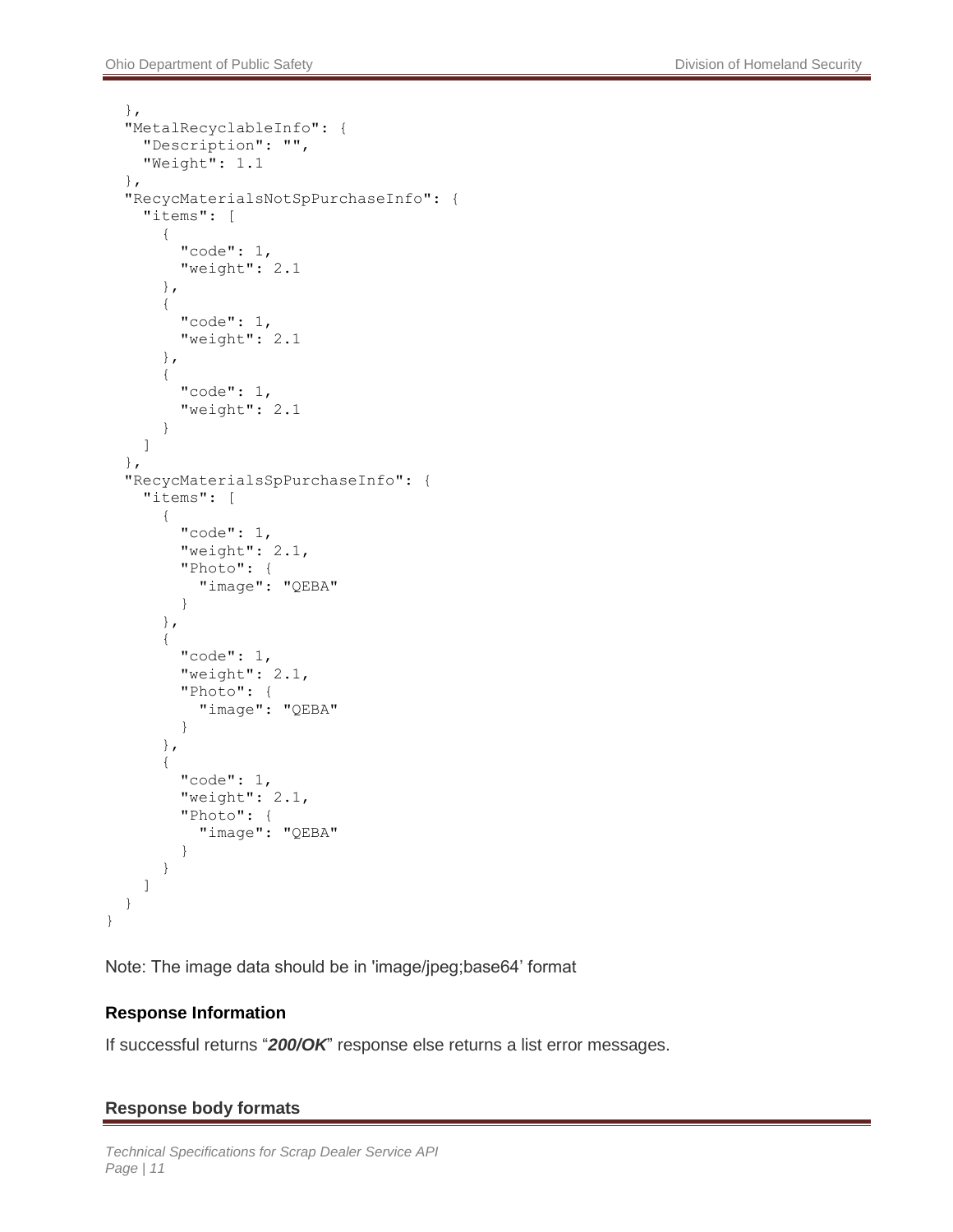```
  },
  "MetalRecyclableInfo": {
    "Description": "",
    "Weight": 1.1
  },
  "RecycMaterialsNotSpPurchaseInfo": {
    "items": [
      {
        "code": 1,
        "weight": 2.1
      },
      {
        "code": 1,
        "weight": 2.1
      },
      {
        "code": 1,
        "weight": 2.1
      }
    ]
  },
  "RecycMaterialsSpPurchaseInfo": {
    "items": [
      {
        "code": 1,
        "weight": 2.1,
        "Photo": {
          "image": "QEBA"
        }
      },
      {
        "code": 1,
        "weight": 2.1,
        "Photo": {
          "image": "QEBA"
        }
      },
      {
        "code": 1,
        "weight": 2.1,
        "Photo": {
          "image": "QEBA"
        }
      }
    ]
  }
}
```

Note: The image data should be in 'image/jpeg;base64' format

### Response Information

If successful returns "***200/OK***" response else returns a list error messages.

### Response body formats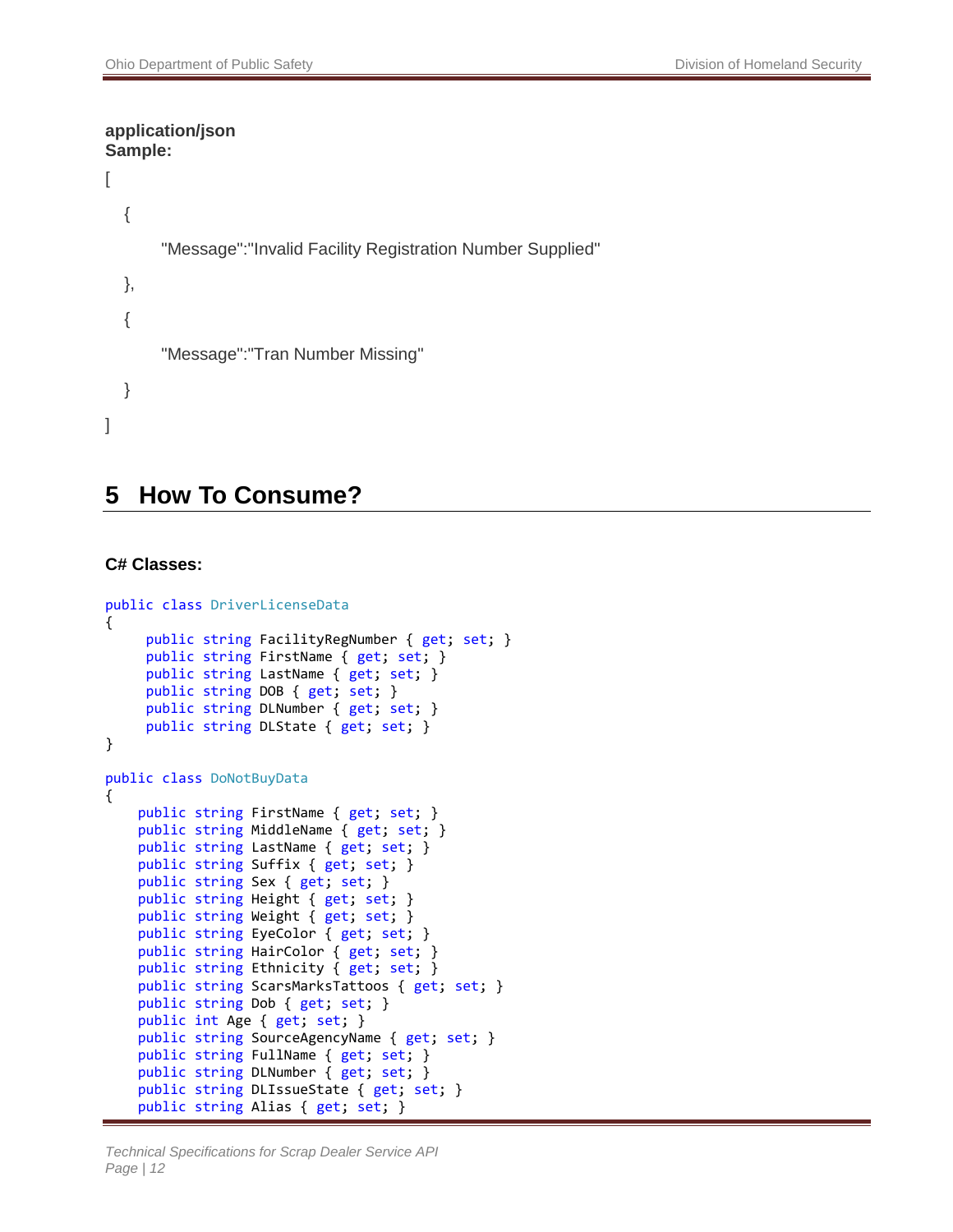**application/json**
**Sample:**

```
[
    {
        "Message":"Invalid Facility Registration Number Supplied"
    },
    {
        "Message":"Tran Number Missing"
    }
]
```

# 5 How To Consume?

**C# Classes:**

```
public class DriverLicenseData
{
     public string FacilityRegNumber { get; set; }
     public string FirstName { get; set; }
     public string LastName { get; set; }
     public string DOB { get; set; }
     public string DLNumber { get; set; }
     public string DLState { get; set; }
}

public class DoNotBuyData
{
    public string FirstName { get; set; }
    public string MiddleName { get; set; }
    public string LastName { get; set; }
    public string Suffix { get; set; }
    public string Sex { get; set; }
    public string Height { get; set; }
    public string Weight { get; set; }
    public string EyeColor { get; set; }
    public string HairColor { get; set; }
    public string Ethnicity { get; set; }
    public string ScarsMarksTattoos { get; set; }
    public string Dob { get; set; }
    public int Age { get; set; }
    public string SourceAgencyName { get; set; }
    public string FullName { get; set; }
    public string DLNumber { get; set; }
    public string DLIssueState { get; set; }
    public string Alias { get; set; }
```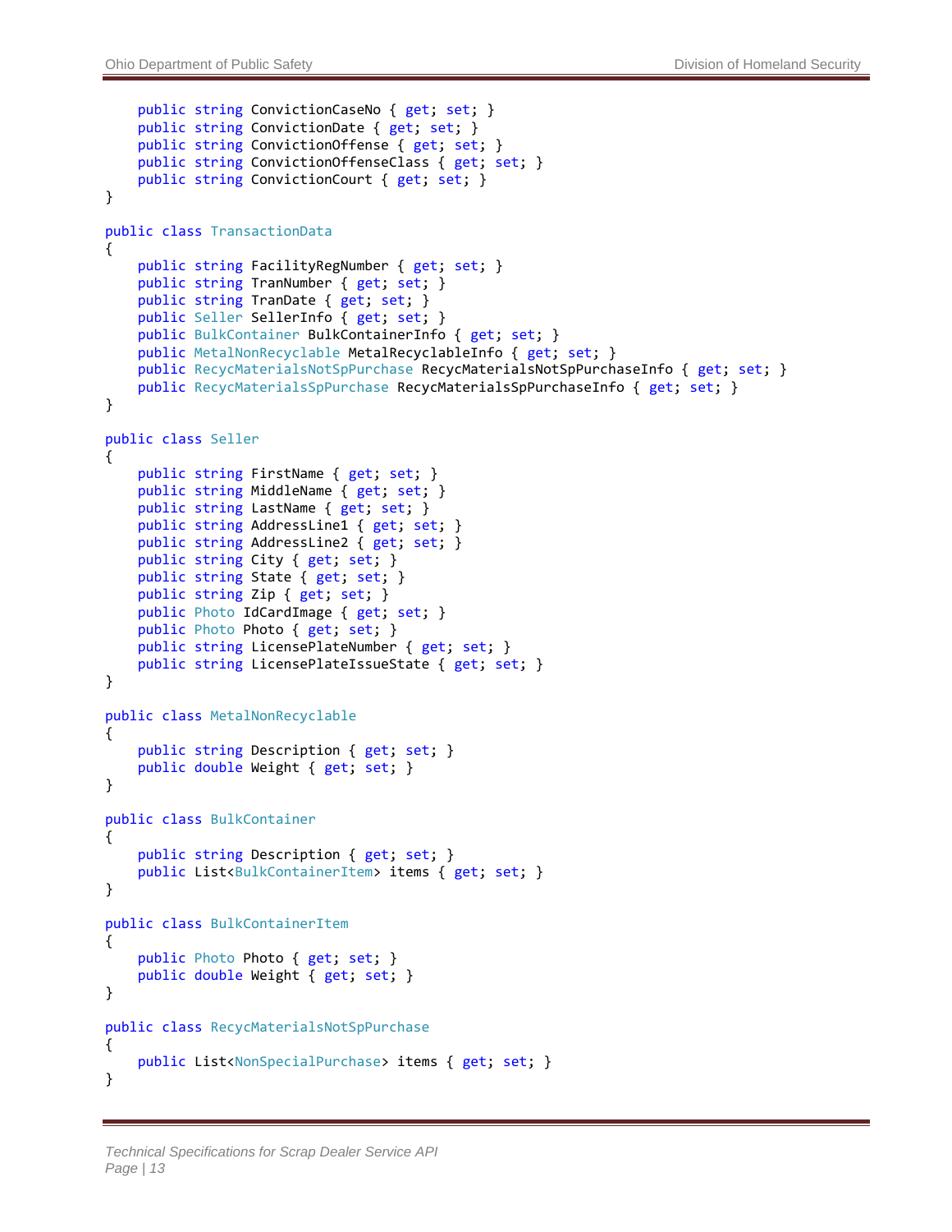```
    public string ConvictionCaseNo { get; set; }
    public string ConvictionDate { get; set; }
    public string ConvictionOffense { get; set; }
    public string ConvictionOffenseClass { get; set; }
    public string ConvictionCourt { get; set; }
}

public class TransactionData
{
    public string FacilityRegNumber { get; set; }
    public string TranNumber { get; set; }
    public string TranDate { get; set; }
    public Seller SellerInfo { get; set; }
    public BulkContainer BulkContainerInfo { get; set; }
    public MetalNonRecyclable MetalRecyclableInfo { get; set; }
    public RecycMaterialsNotSpPurchase RecycMaterialsNotSpPurchaseInfo { get; set; }
    public RecycMaterialsSpPurchase RecycMaterialsSpPurchaseInfo { get; set; }
}

public class Seller
{
    public string FirstName { get; set; }
    public string MiddleName { get; set; }
    public string LastName { get; set; }
    public string AddressLine1 { get; set; }
    public string AddressLine2 { get; set; }
    public string City { get; set; }
    public string State { get; set; }
    public string Zip { get; set; }
    public Photo IdCardImage { get; set; }
    public Photo Photo { get; set; }
    public string LicensePlateNumber { get; set; }
    public string LicensePlateIssueState { get; set; }
}

public class MetalNonRecyclable
{
    public string Description { get; set; }
    public double Weight { get; set; }
}

public class BulkContainer
{
    public string Description { get; set; }
    public List<BulkContainerItem> items { get; set; }
}

public class BulkContainerItem
{
    public Photo Photo { get; set; }
    public double Weight { get; set; }
}

public class RecycMaterialsNotSpPurchase
{
    public List<NonSpecialPurchase> items { get; set; }
}
```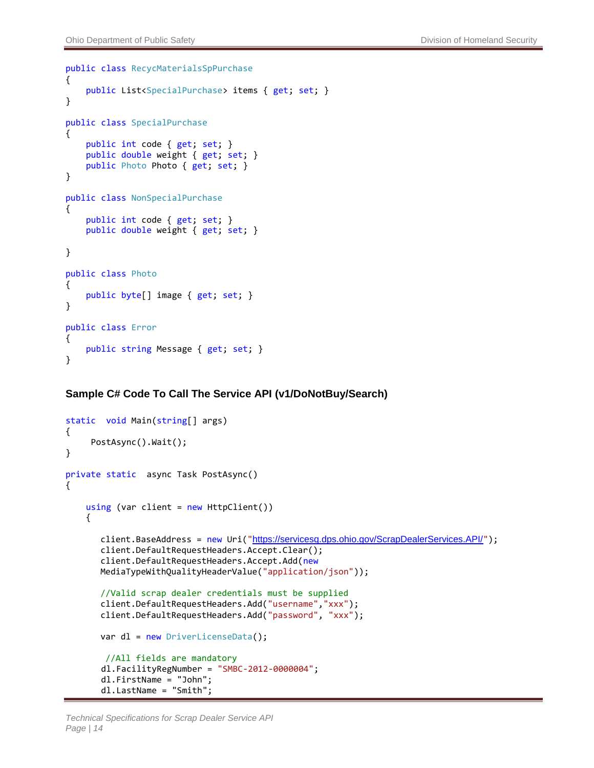```
public class RecycMaterialsSpPurchase
{
    public List<SpecialPurchase> items { get; set; }
}

public class SpecialPurchase
{
    public int code { get; set; }
    public double weight { get; set; }
    public Photo Photo { get; set; }
}

public class NonSpecialPurchase
{
    public int code { get; set; }
    public double weight { get; set; }

}

public class Photo
{
    public byte[] image { get; set; }
}

public class Error
{
    public string Message { get; set; }
}
```

### Sample C# Code To Call The Service API (v1/DoNotBuy/Search)

```
static  void Main(string[] args)
{
     PostAsync().Wait();
}

private static  async Task PostAsync()
{

    using (var client = new HttpClient())
    {

       client.BaseAddress = new Uri("https://servicesq.dps.ohio.gov/ScrapDealerServices.API/");
       client.DefaultRequestHeaders.Accept.Clear();
       client.DefaultRequestHeaders.Accept.Add(new
       MediaTypeWithQualityHeaderValue("application/json"));

       //Valid scrap dealer credentials must be supplied
       client.DefaultRequestHeaders.Add("username","xxx");
       client.DefaultRequestHeaders.Add("password", "xxx");

       var dl = new DriverLicenseData();

        //All fields are mandatory
       dl.FacilityRegNumber = "SMBC-2012-0000004";
       dl.FirstName = "John";
       dl.LastName = "Smith";
```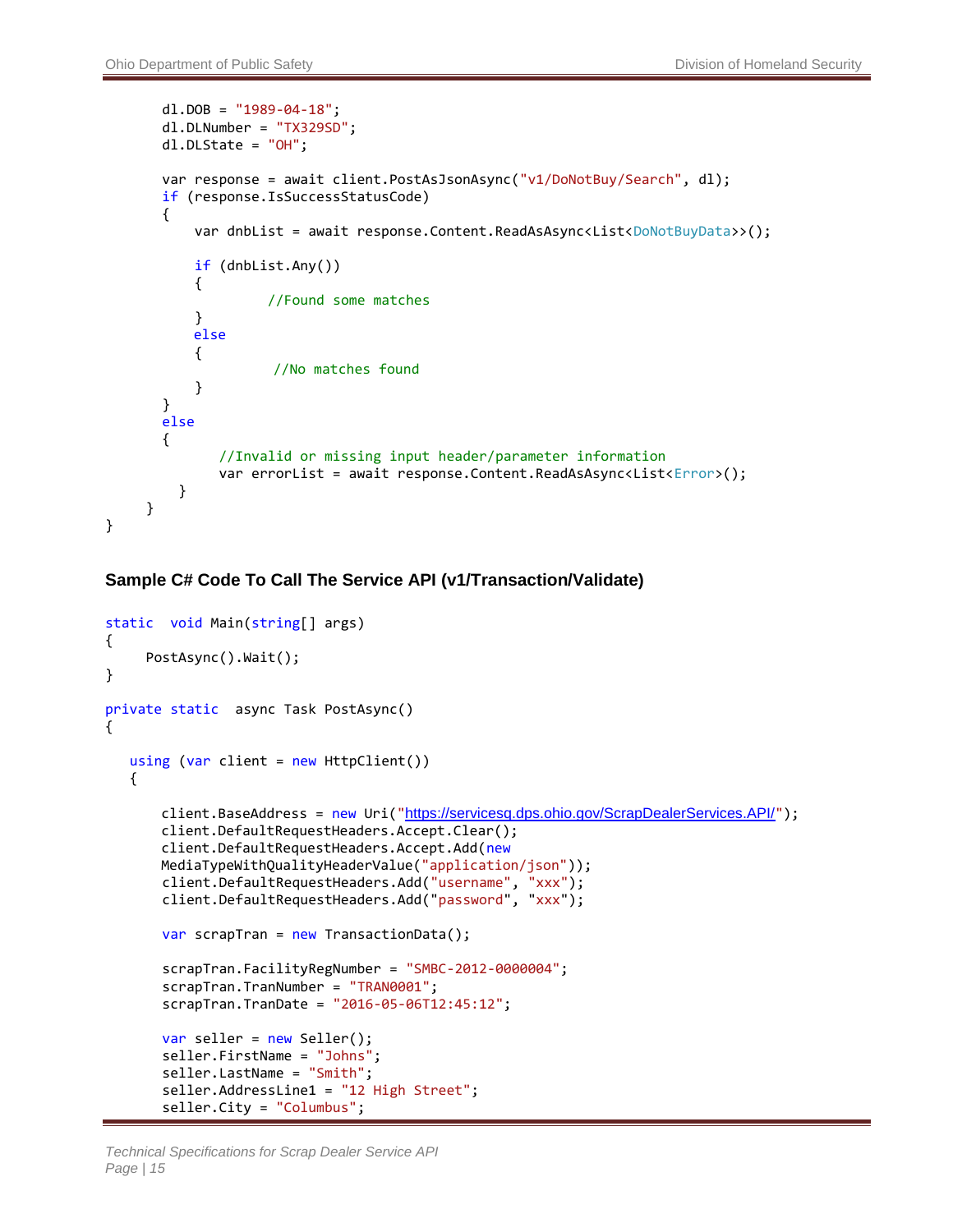```
        dl.DOB = "1989-04-18";
        dl.DLNumber = "TX329SD";
        dl.DLState = "OH";

        var response = await client.PostAsJsonAsync("v1/DoNotBuy/Search", dl);
        if (response.IsSuccessStatusCode)
        {
            var dnbList = await response.Content.ReadAsAsync<List<DoNotBuyData>>();

            if (dnbList.Any())
            {
                     //Found some matches
            }
            else
            {
                      //No matches found
            }
        }
        else
        {
               //Invalid or missing input header/parameter information
               var errorList = await response.Content.ReadAsAsync<List<Error>();
          }
      }
}
```

### Sample C# Code To Call The Service API (v1/Transaction/Validate)

```
static  void Main(string[] args)
{
     PostAsync().Wait();
}

private static  async Task PostAsync()
{
   using (var client = new HttpClient())
   {

       client.BaseAddress = new Uri("https://servicesq.dps.ohio.gov/ScrapDealerServices.API/");
       client.DefaultRequestHeaders.Accept.Clear();
       client.DefaultRequestHeaders.Accept.Add(new
       MediaTypeWithQualityHeaderValue("application/json"));
       client.DefaultRequestHeaders.Add("username", "xxx");
       client.DefaultRequestHeaders.Add("password", "xxx");

       var scrapTran = new TransactionData();

       scrapTran.FacilityRegNumber = "SMBC-2012-0000004";
       scrapTran.TranNumber = "TRAN0001";
       scrapTran.TranDate = "2016-05-06T12:45:12";

       var seller = new Seller();
       seller.FirstName = "Johns";
       seller.LastName = "Smith";
       seller.AddressLine1 = "12 High Street";
       seller.City = "Columbus";
```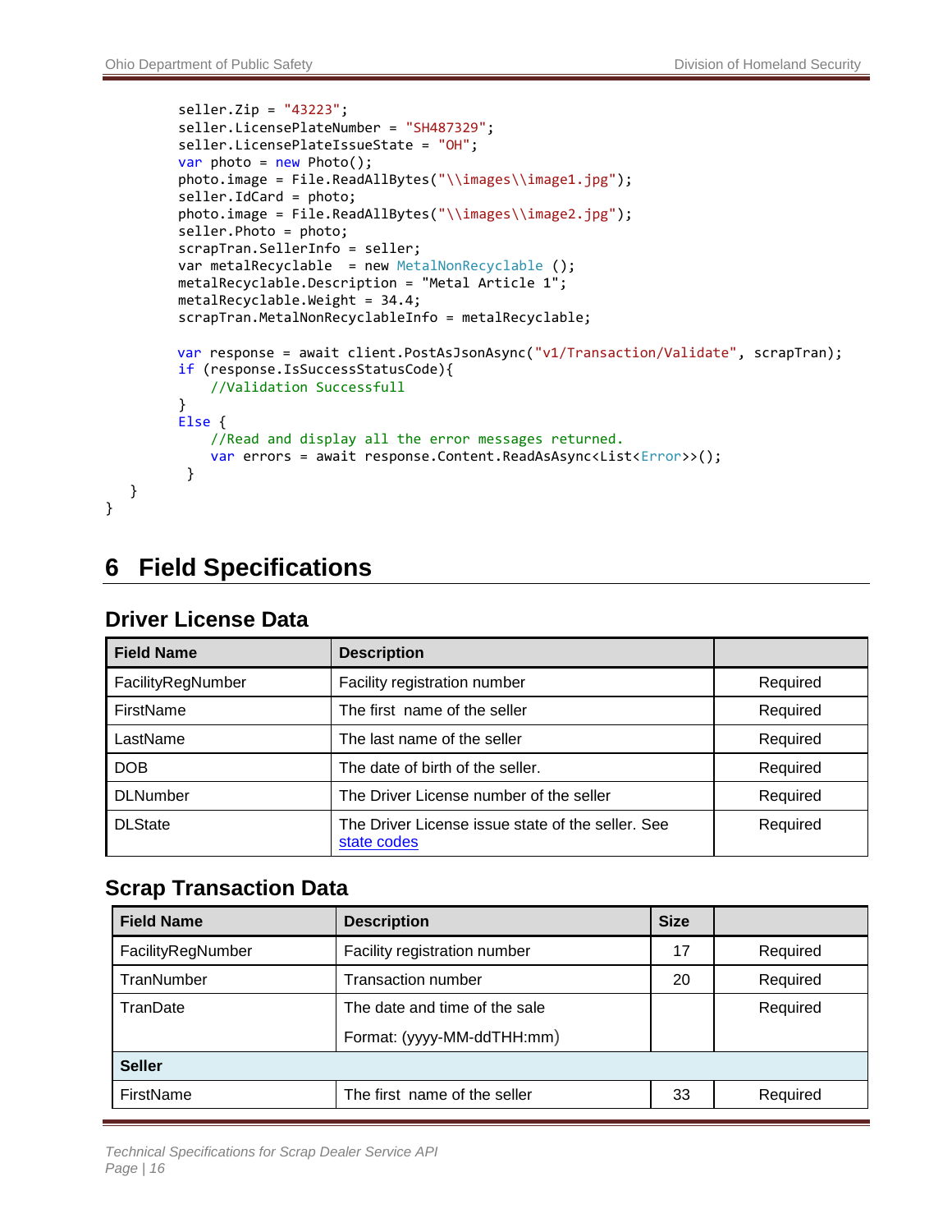```
        seller.Zip = "43223";
        seller.LicensePlateNumber = "SH487329";
        seller.LicensePlateIssueState = "OH";
        var photo = new Photo();
        photo.image = File.ReadAllBytes("\\images\\image1.jpg");
        seller.IdCard = photo;
        photo.image = File.ReadAllBytes("\\images\\image2.jpg");
        seller.Photo = photo;
        scrapTran.SellerInfo = seller;
        var metalRecyclable  = new MetalNonRecyclable ();
        metalRecyclable.Description = "Metal Article 1";
        metalRecyclable.Weight = 34.4;
        scrapTran.MetalNonRecyclableInfo = metalRecyclable;

        var response = await client.PostAsJsonAsync("v1/Transaction/Validate", scrapTran);
        if (response.IsSuccessStatusCode){
            //Validation Successfull
        }
        Else {
            //Read and display all the error messages returned.
            var errors = await response.Content.ReadAsAsync<List<Error>>();
         }
    }
}
```

# 6 Field Specifications

## Driver License Data

| Field Name | Description | |
|---|---|---|
| FacilityRegNumber | Facility registration number | Required |
| FirstName | The first name of the seller | Required |
| LastName | The last name of the seller | Required |
| DOB | The date of birth of the seller. | Required |
| DLNumber | The Driver License number of the seller | Required |
| DLState | The Driver License issue state of the seller. See state codes | Required |

## Scrap Transaction Data

| Field Name | Description | Size | |
|---|---|---|---|
| FacilityRegNumber | Facility registration number | 17 | Required |
| TranNumber | Transaction number | 20 | Required |
| TranDate | The date and time of the sale<br>Format: (yyyy-MM-ddTHH:mm) | | Required |
| **Seller** | | | |
| FirstName | The first name of the seller | 33 | Required |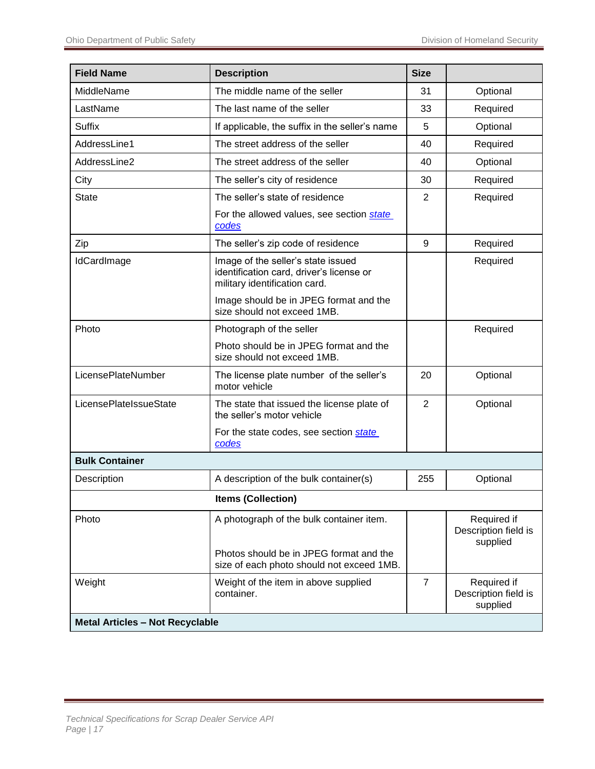| Field Name | Description | Size | |
|---|---|---|---|
| MiddleName | The middle name of the seller | 31 | Optional |
| LastName | The last name of the seller | 33 | Required |
| Suffix | If applicable, the suffix in the seller's name | 5 | Optional |
| AddressLine1 | The street address of the seller | 40 | Required |
| AddressLine2 | The street address of the seller | 40 | Optional |
| City | The seller's city of residence | 30 | Required |
| State | The seller's state of residence<br><br>For the allowed values, see section *state codes* | 2 | Required |
| Zip | The seller's zip code of residence | 9 | Required |
| IdCardImage | Image of the seller's state issued identification card, driver's license or military identification card.<br><br>Image should be in JPEG format and the size should not exceed 1MB. | | Required |
| Photo | Photograph of the seller<br><br>Photo should be in JPEG format and the size should not exceed 1MB. | | Required |
| LicensePlateNumber | The license plate number of the seller's motor vehicle | 20 | Optional |
| LicensePlateIssueState | The state that issued the license plate of the seller's motor vehicle<br><br>For the state codes, see section *state codes* | 2 | Optional |
| **Bulk Container** | | | |
| Description | A description of the bulk container(s) | 255 | Optional |
| | **Items (Collection)** | | |
| Photo | A photograph of the bulk container item.<br><br>Photos should be in JPEG format and the size of each photo should not exceed 1MB. | | Required if Description field is supplied |
| Weight | Weight of the item in above supplied container. | 7 | Required if Description field is supplied |
| **Metal Articles – Not Recyclable** | | | |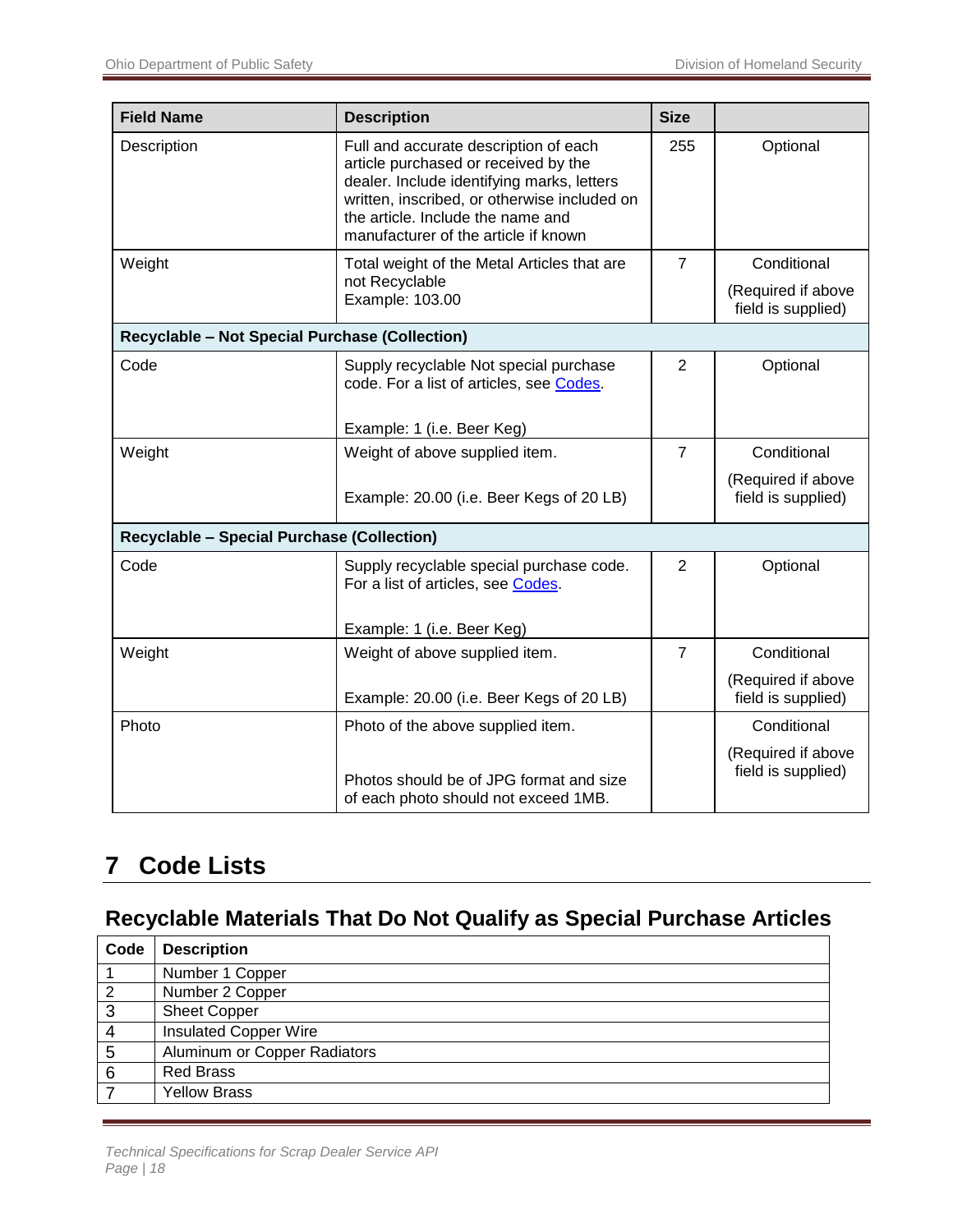| Field Name | Description | Size | |
|---|---|---|---|
| Description | Full and accurate description of each article purchased or received by the dealer. Include identifying marks, letters written, inscribed, or otherwise included on the article. Include the name and manufacturer of the article if known | 255 | Optional |
| Weight | Total weight of the Metal Articles that are not Recyclable<br>Example: 103.00 | 7 | Conditional<br>(Required if above field is supplied) |
| **Recyclable – Not Special Purchase (Collection)** | | | |
| Code | Supply recyclable Not special purchase code. For a list of articles, see [Codes](#).<br><br>Example: 1 (i.e. Beer Keg) | 2 | Optional |
| Weight | Weight of above supplied item.<br><br>Example: 20.00 (i.e. Beer Kegs of 20 LB) | 7 | Conditional<br>(Required if above field is supplied) |
| **Recyclable – Special Purchase (Collection)** | | | |
| Code | Supply recyclable special purchase code. For a list of articles, see [Codes](#).<br><br>Example: 1 (i.e. Beer Keg) | 2 | Optional |
| Weight | Weight of above supplied item.<br><br>Example: 20.00 (i.e. Beer Kegs of 20 LB) | 7 | Conditional<br>(Required if above field is supplied) |
| Photo | Photo of the above supplied item.<br><br>Photos should be of JPG format and size of each photo should not exceed 1MB. | | Conditional<br>(Required if above field is supplied) |

# 7 Code Lists

## Recyclable Materials That Do Not Qualify as Special Purchase Articles

| Code | Description |
|---|---|
| 1 | Number 1 Copper |
| 2 | Number 2 Copper |
| 3 | Sheet Copper |
| 4 | Insulated Copper Wire |
| 5 | Aluminum or Copper Radiators |
| 6 | Red Brass |
| 7 | Yellow Brass |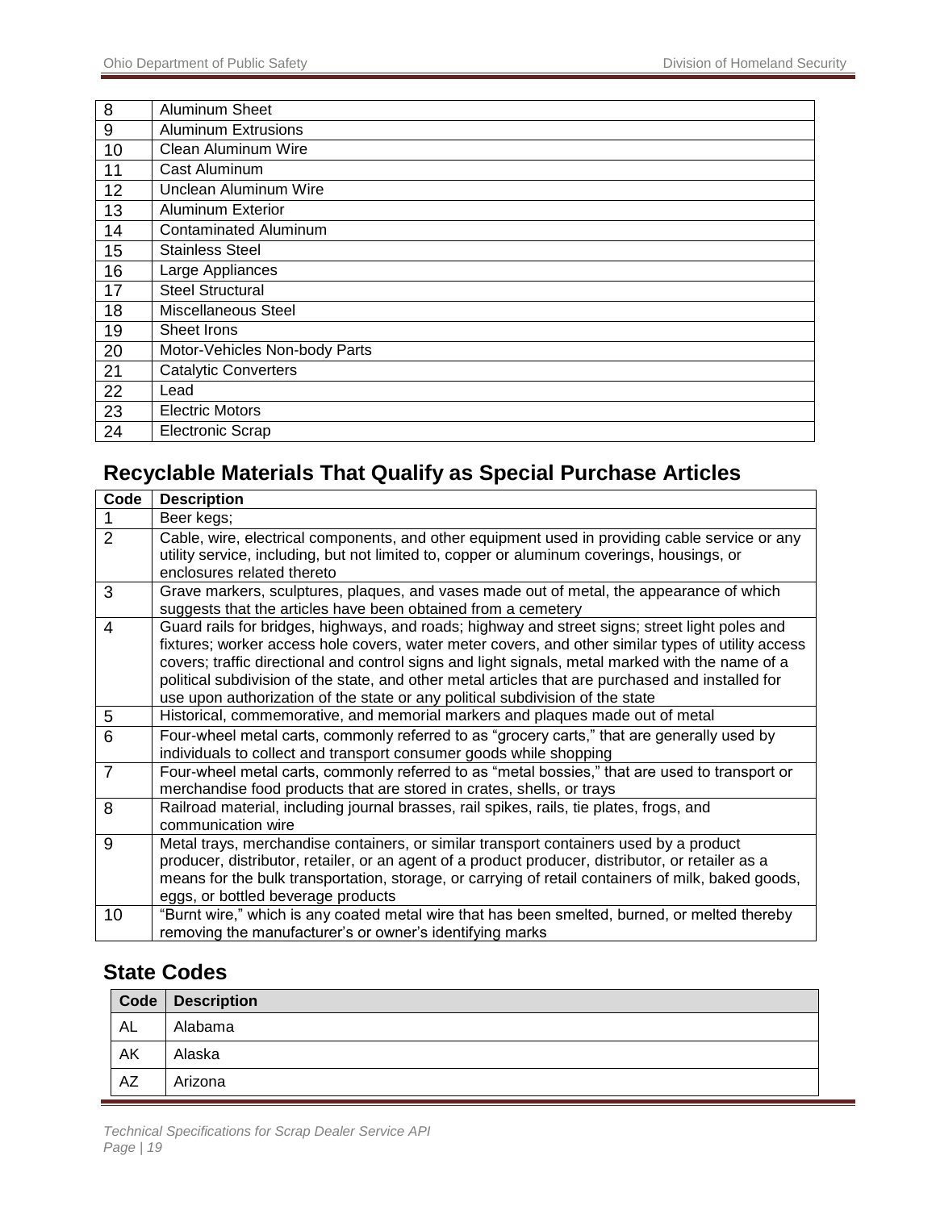| | |
|---|---|
| 8 | Aluminum Sheet |
| 9 | Aluminum Extrusions |
| 10 | Clean Aluminum Wire |
| 11 | Cast Aluminum |
| 12 | Unclean Aluminum Wire |
| 13 | Aluminum Exterior |
| 14 | Contaminated Aluminum |
| 15 | Stainless Steel |
| 16 | Large Appliances |
| 17 | Steel Structural |
| 18 | Miscellaneous Steel |
| 19 | Sheet Irons |
| 20 | Motor-Vehicles Non-body Parts |
| 21 | Catalytic Converters |
| 22 | Lead |
| 23 | Electric Motors |
| 24 | Electronic Scrap |

## Recyclable Materials That Qualify as Special Purchase Articles

| Code | Description |
|---|---|
| 1 | Beer kegs; |
| 2 | Cable, wire, electrical components, and other equipment used in providing cable service or any utility service, including, but not limited to, copper or aluminum coverings, housings, or enclosures related thereto |
| 3 | Grave markers, sculptures, plaques, and vases made out of metal, the appearance of which suggests that the articles have been obtained from a cemetery |
| 4 | Guard rails for bridges, highways, and roads; highway and street signs; street light poles and fixtures; worker access hole covers, water meter covers, and other similar types of utility access covers; traffic directional and control signs and light signals, metal marked with the name of a political subdivision of the state, and other metal articles that are purchased and installed for use upon authorization of the state or any political subdivision of the state |
| 5 | Historical, commemorative, and memorial markers and plaques made out of metal |
| 6 | Four-wheel metal carts, commonly referred to as "grocery carts," that are generally used by individuals to collect and transport consumer goods while shopping |
| 7 | Four-wheel metal carts, commonly referred to as "metal bossies," that are used to transport or merchandise food products that are stored in crates, shells, or trays |
| 8 | Railroad material, including journal brasses, rail spikes, rails, tie plates, frogs, and communication wire |
| 9 | Metal trays, merchandise containers, or similar transport containers used by a product producer, distributor, retailer, or an agent of a product producer, distributor, or retailer as a means for the bulk transportation, storage, or carrying of retail containers of milk, baked goods, eggs, or bottled beverage products |
| 10 | "Burnt wire," which is any coated metal wire that has been smelted, burned, or melted thereby removing the manufacturer's or owner's identifying marks |

## State Codes

| Code | Description |
|---|---|
| AL | Alabama |
| AK | Alaska |
| AZ | Arizona |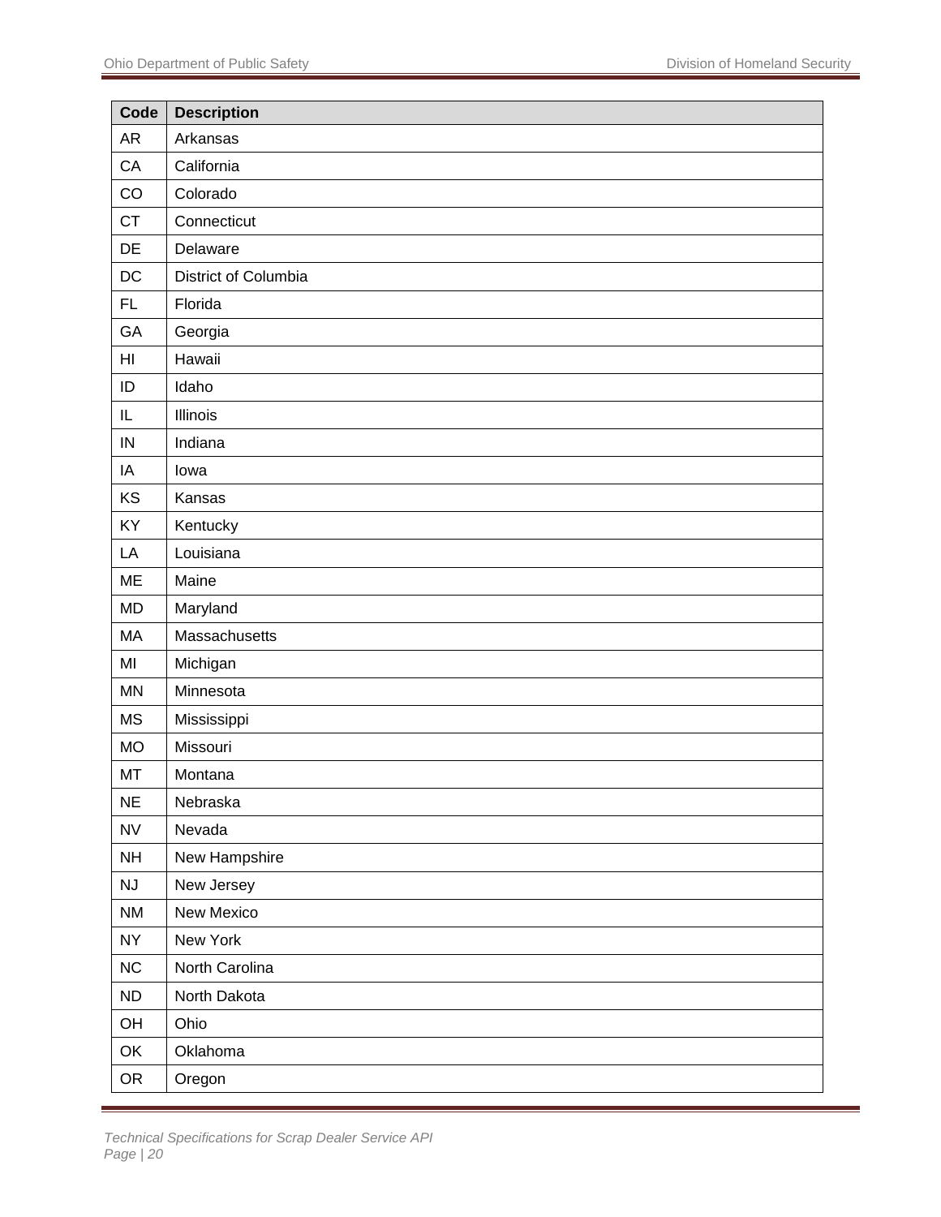| Code | Description |
| --- | --- |
| AR | Arkansas |
| CA | California |
| CO | Colorado |
| CT | Connecticut |
| DE | Delaware |
| DC | District of Columbia |
| FL | Florida |
| GA | Georgia |
| HI | Hawaii |
| ID | Idaho |
| IL | Illinois |
| IN | Indiana |
| IA | Iowa |
| KS | Kansas |
| KY | Kentucky |
| LA | Louisiana |
| ME | Maine |
| MD | Maryland |
| MA | Massachusetts |
| MI | Michigan |
| MN | Minnesota |
| MS | Mississippi |
| MO | Missouri |
| MT | Montana |
| NE | Nebraska |
| NV | Nevada |
| NH | New Hampshire |
| NJ | New Jersey |
| NM | New Mexico |
| NY | New York |
| NC | North Carolina |
| ND | North Dakota |
| OH | Ohio |
| OK | Oklahoma |
| OR | Oregon |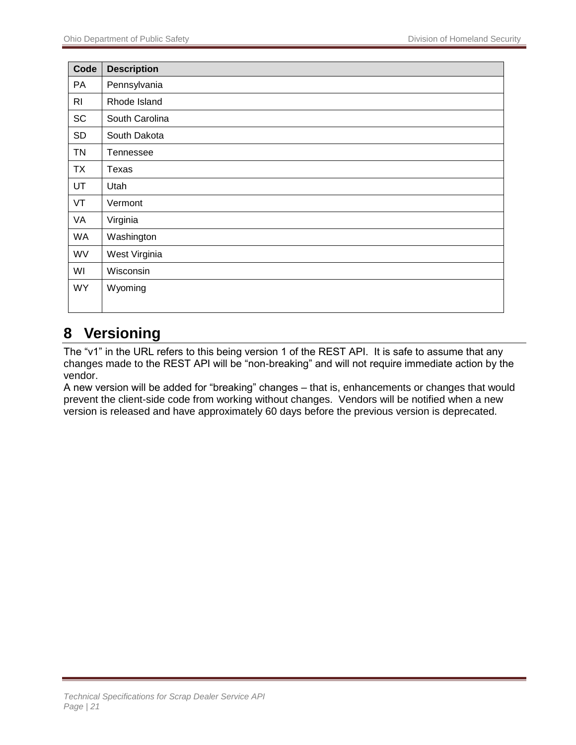| Code | Description |
|---|---|
| PA | Pennsylvania |
| RI | Rhode Island |
| SC | South Carolina |
| SD | South Dakota |
| TN | Tennessee |
| TX | Texas |
| UT | Utah |
| VT | Vermont |
| VA | Virginia |
| WA | Washington |
| WV | West Virginia |
| WI | Wisconsin |
| WY | Wyoming |

# 8 Versioning

The “v1” in the URL refers to this being version 1 of the REST API. It is safe to assume that any changes made to the REST API will be “non-breaking” and will not require immediate action by the vendor.

A new version will be added for “breaking” changes – that is, enhancements or changes that would prevent the client-side code from working without changes. Vendors will be notified when a new version is released and have approximately 60 days before the previous version is deprecated.